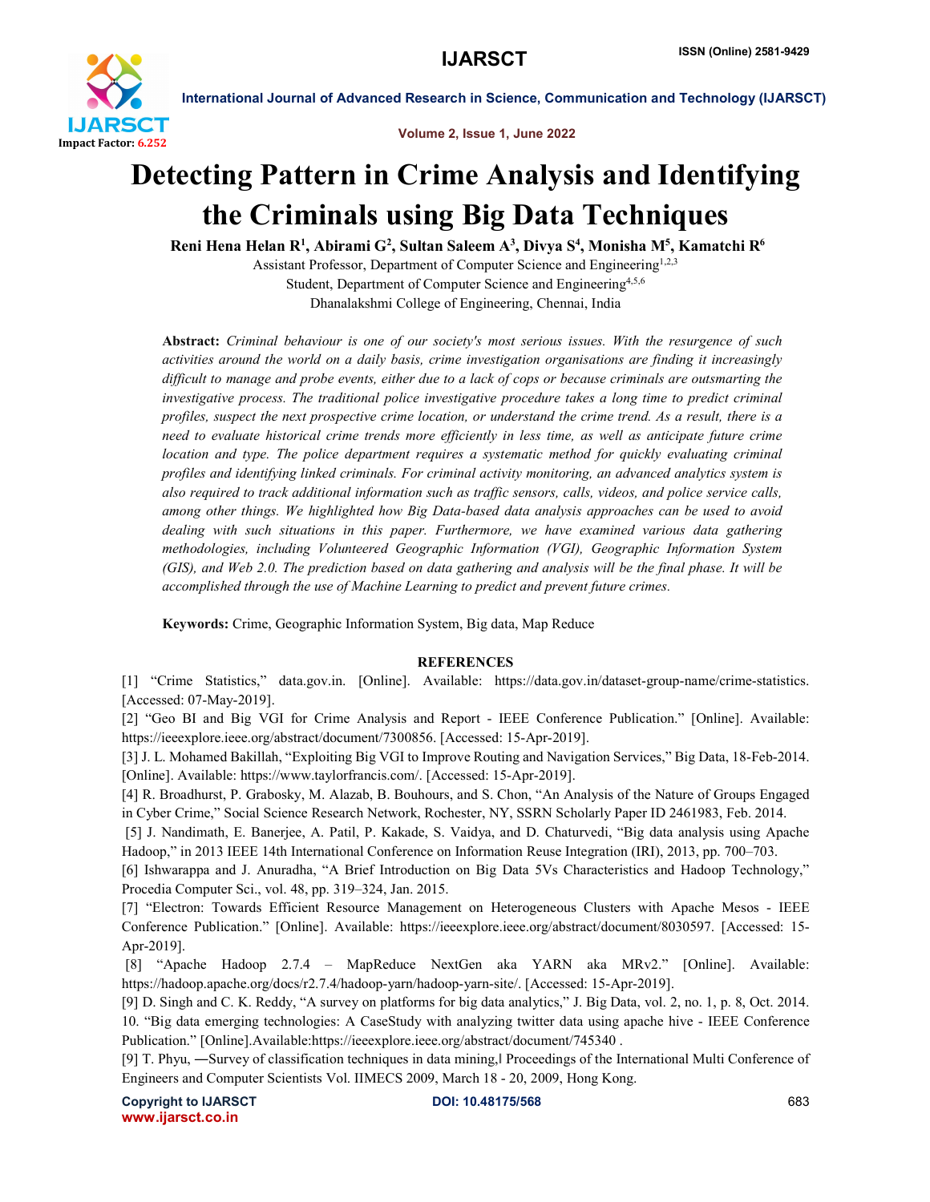# Detecting Pattern in Crime Analysis and Identifying the Criminals using Big Data Techniques

**Reni Hena Helan R[1], Abirami G[2], Sultan Saleem A[3], Divya S[4], Monisha M[5], Kamatchi R[6]**

Assistant Professor, Department of Computer Science and Engineering[1,2,3]

Student, Department of Computer Science and Engineering[4,5,6]

Dhanalakshmi College of Engineering, Chennai, India

**Abstract:** *Criminal behaviour is one of our society's most serious issues. With the resurgence of such activities around the world on a daily basis, crime investigation organisations are finding it increasingly difficult to manage and probe events, either due to a lack of cops or because criminals are outsmarting the investigative process. The traditional police investigative procedure takes a long time to predict criminal profiles, suspect the next prospective crime location, or understand the crime trend. As a result, there is a need to evaluate historical crime trends more efficiently in less time, as well as anticipate future crime location and type. The police department requires a systematic method for quickly evaluating criminal profiles and identifying linked criminals. For criminal activity monitoring, an advanced analytics system is also required to track additional information such as traffic sensors, calls, videos, and police service calls, among other things. We highlighted how Big Data-based data analysis approaches can be used to avoid dealing with such situations in this paper. Furthermore, we have examined various data gathering methodologies, including Volunteered Geographic Information (VGI), Geographic Information System (GIS), and Web 2.0. The prediction based on data gathering and analysis will be the final phase. It will be accomplished through the use of Machine Learning to predict and prevent future crimes.*

**Keywords:** Crime, Geographic Information System, Big data, Map Reduce

## REFERENCES

[1] "Crime Statistics," data.gov.in. [Online]. Available: https://data.gov.in/dataset-group-name/crime-statistics. [Accessed: 07-May-2019].

[2] "Geo BI and Big VGI for Crime Analysis and Report - IEEE Conference Publication." [Online]. Available: https://ieeexplore.ieee.org/abstract/document/7300856. [Accessed: 15-Apr-2019].

[3] J. L. Mohamed Bakillah, "Exploiting Big VGI to Improve Routing and Navigation Services," Big Data, 18-Feb-2014. [Online]. Available: https://www.taylorfrancis.com/. [Accessed: 15-Apr-2019].

[4] R. Broadhurst, P. Grabosky, M. Alazab, B. Bouhours, and S. Chon, "An Analysis of the Nature of Groups Engaged in Cyber Crime," Social Science Research Network, Rochester, NY, SSRN Scholarly Paper ID 2461983, Feb. 2014.

[5] J. Nandimath, E. Banerjee, A. Patil, P. Kakade, S. Vaidya, and D. Chaturvedi, "Big data analysis using Apache Hadoop," in 2013 IEEE 14th International Conference on Information Reuse Integration (IRI), 2013, pp. 700–703.

[6] Ishwarappa and J. Anuradha, "A Brief Introduction on Big Data 5Vs Characteristics and Hadoop Technology," Procedia Computer Sci., vol. 48, pp. 319–324, Jan. 2015.

[7] "Electron: Towards Efficient Resource Management on Heterogeneous Clusters with Apache Mesos - IEEE Conference Publication." [Online]. Available: https://ieeexplore.ieee.org/abstract/document/8030597. [Accessed: 15-Apr-2019].

[8] "Apache Hadoop 2.7.4 – MapReduce NextGen aka YARN aka MRv2." [Online]. Available: https://hadoop.apache.org/docs/r2.7.4/hadoop-yarn/hadoop-yarn-site/. [Accessed: 15-Apr-2019].

[9] D. Singh and C. K. Reddy, "A survey on platforms for big data analytics," J. Big Data, vol. 2, no. 1, p. 8, Oct. 2014.

10. "Big data emerging technologies: A CaseStudy with analyzing twitter data using apache hive - IEEE Conference Publication." [Online].Available:https://ieeexplore.ieee.org/abstract/document/745340 .

[9] T. Phyu, ―Survey of classification techniques in data mining,‖ Proceedings of the International Multi Conference of Engineers and Computer Scientists Vol. IIMECS 2009, March 18 - 20, 2009, Hong Kong.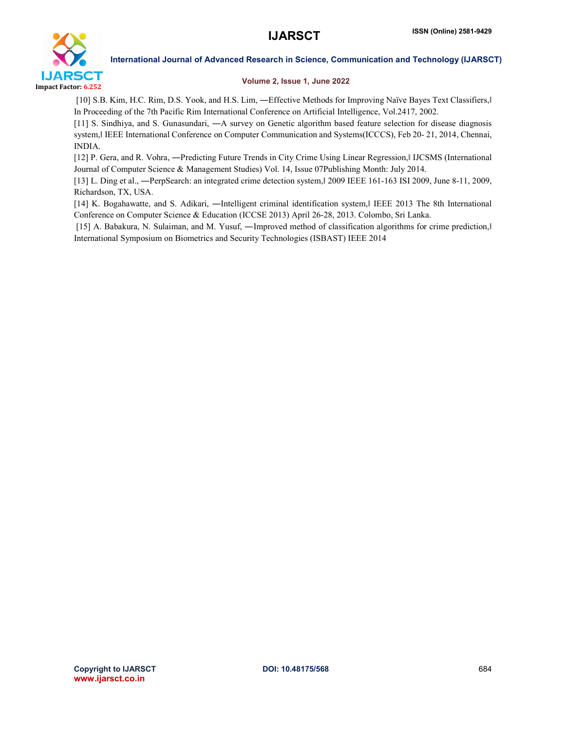[10] S.B. Kim, H.C. Rim, D.S. Yook, and H.S. Lim, ―Effective Methods for Improving Naïve Bayes Text Classifiers,‖ In Proceeding of the 7th Pacific Rim International Conference on Artificial Intelligence, Vol.2417, 2002.

[11] S. Sindhiya, and S. Gunasundari, ―A survey on Genetic algorithm based feature selection for disease diagnosis system,‖ IEEE International Conference on Computer Communication and Systems(ICCCS), Feb 20- 21, 2014, Chennai, INDIA.

[12] P. Gera, and R. Vohra, ―Predicting Future Trends in City Crime Using Linear Regression,‖ IJCSMS (International Journal of Computer Science & Management Studies) Vol. 14, Issue 07Publishing Month: July 2014.

[13] L. Ding et al., ―PerpSearch: an integrated crime detection system,‖ 2009 IEEE 161-163 ISI 2009, June 8-11, 2009, Richardson, TX, USA.

[14] K. Bogahawatte, and S. Adikari, ―Intelligent criminal identification system,‖ IEEE 2013 The 8th International Conference on Computer Science & Education (ICCSE 2013) April 26-28, 2013. Colombo, Sri Lanka.

[15] A. Babakura, N. Sulaiman, and M. Yusuf, ―Improved method of classification algorithms for crime prediction,‖ International Symposium on Biometrics and Security Technologies (ISBAST) IEEE 2014